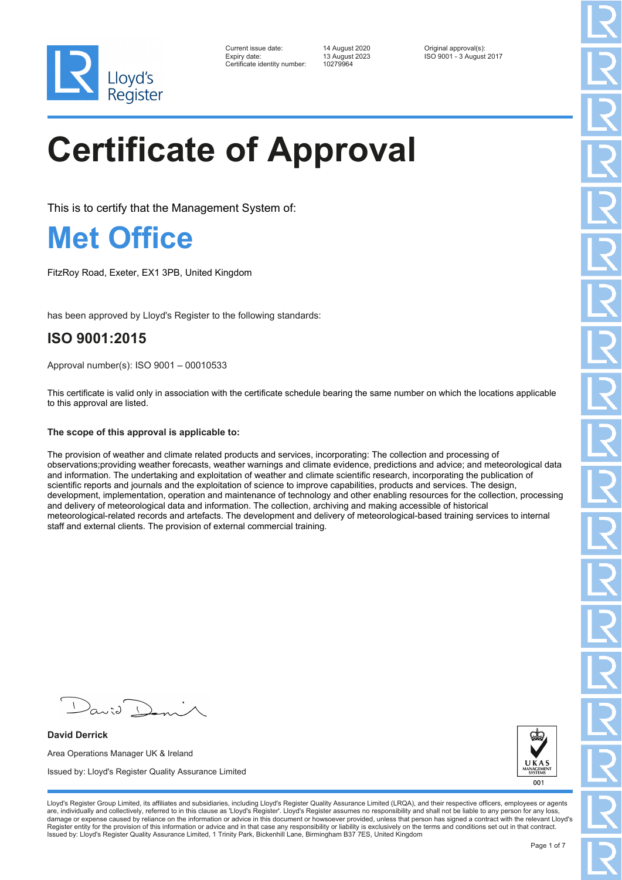Lloyd's Register

Current issue date: 14 August 2020
Expiry date: 13 August 2023
Certificate identity number: 10279964

Original approval(s):
ISO 9001 - 3 August 2017

# Certificate of Approval

This is to certify that the Management System of:

## Met Office

FitzRoy Road, Exeter, EX1 3PB, United Kingdom

has been approved by Lloyd's Register to the following standards:

## ISO 9001:2015

Approval number(s): ISO 9001 – 00010533

This certificate is valid only in association with the certificate schedule bearing the same number on which the locations applicable to this approval are listed.

**The scope of this approval is applicable to:**

The provision of weather and climate related products and services, incorporating: The collection and processing of observations;providing weather forecasts, weather warnings and climate evidence, predictions and advice; and meteorological data and information. The undertaking and exploitation of weather and climate scientific research, incorporating the publication of scientific reports and journals and the exploitation of science to improve capabilities, products and services. The design, development, implementation, operation and maintenance of technology and other enabling resources for the collection, processing and delivery of meteorological data and information. The collection, archiving and making accessible of historical meteorological-related records and artefacts. The development and delivery of meteorological-based training services to internal staff and external clients. The provision of external commercial training.

**David Derrick**

Area Operations Manager UK & Ireland

Issued by: Lloyd's Register Quality Assurance Limited

UKAS MANAGEMENT SYSTEMS 001

Lloyd's Register Group Limited, its affiliates and subsidiaries, including Lloyd's Register Quality Assurance Limited (LRQA), and their respective officers, employees or agents are, individually and collectively, referred to in this clause as 'Lloyd's Register'. Lloyd's Register assumes no responsibility and shall not be liable to any person for any loss, damage or expense caused by reliance on the information or advice in this document or howsoever provided, unless that person has signed a contract with the relevant Lloyd's Register entity for the provision of this information or advice and in that case any responsibility or liability is exclusively on the terms and conditions set out in that contract.
Issued by: Lloyd's Register Quality Assurance Limited, 1 Trinity Park, Bickenhill Lane, Birmingham B37 7ES, United Kingdom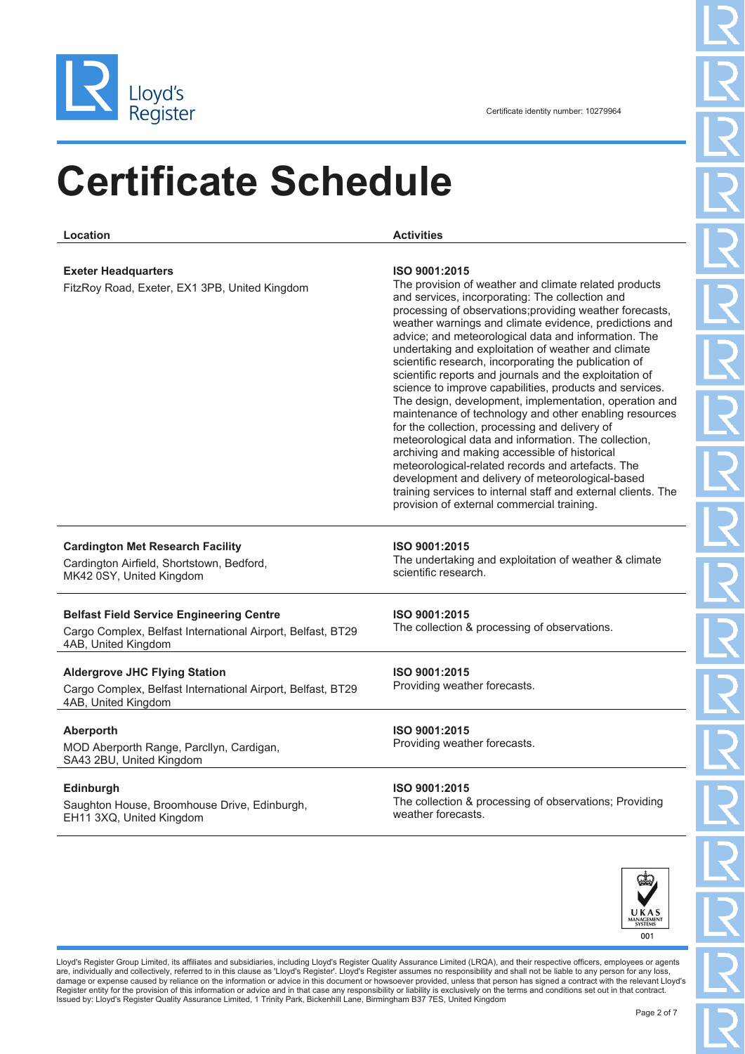Certificate identity number: 10279964

# Certificate Schedule

| Location | Activities |
| --- | --- |
| **Exeter Headquarters**<br>FitzRoy Road, Exeter, EX1 3PB, United Kingdom | **ISO 9001:2015**<br>The provision of weather and climate related products and services, incorporating: The collection and processing of observations;providing weather forecasts, weather warnings and climate evidence, predictions and advice; and meteorological data and information. The undertaking and exploitation of weather and climate scientific research, incorporating the publication of scientific reports and journals and the exploitation of science to improve capabilities, products and services. The design, development, implementation, operation and maintenance of technology and other enabling resources for the collection, processing and delivery of meteorological data and information. The collection, archiving and making accessible of historical meteorological-related records and artefacts. The development and delivery of meteorological-based training services to internal staff and external clients. The provision of external commercial training. |
| **Cardington Met Research Facility**<br>Cardington Airfield, Shortstown, Bedford, MK42 0SY, United Kingdom | **ISO 9001:2015**<br>The undertaking and exploitation of weather & climate scientific research. |
| **Belfast Field Service Engineering Centre**<br>Cargo Complex, Belfast International Airport, Belfast, BT29 4AB, United Kingdom | **ISO 9001:2015**<br>The collection & processing of observations. |
| **Aldergrove JHC Flying Station**<br>Cargo Complex, Belfast International Airport, Belfast, BT29 4AB, United Kingdom | **ISO 9001:2015**<br>Providing weather forecasts. |
| **Aberporth**<br>MOD Aberporth Range, Parcllyn, Cardigan, SA43 2BU, United Kingdom | **ISO 9001:2015**<br>Providing weather forecasts. |
| **Edinburgh**<br>Saughton House, Broomhouse Drive, Edinburgh, EH11 3XQ, United Kingdom | **ISO 9001:2015**<br>The collection & processing of observations; Providing weather forecasts. |

UKAS MANAGEMENT SYSTEMS 001

Lloyd's Register Group Limited, its affiliates and subsidiaries, including Lloyd's Register Quality Assurance Limited (LRQA), and their respective officers, employees or agents are, individually and collectively, referred to in this clause as 'Lloyd's Register'. Lloyd's Register assumes no responsibility and shall not be liable to any person for any loss, damage or expense caused by reliance on the information or advice in this document or howsoever provided, unless that person has signed a contract with the relevant Lloyd's Register entity for the provision of this information or advice and in that case any responsibility or liability is exclusively on the terms and conditions set out in that contract.
Issued by: Lloyd's Register Quality Assurance Limited, 1 Trinity Park, Bickenhill Lane, Birmingham B37 7ES, United Kingdom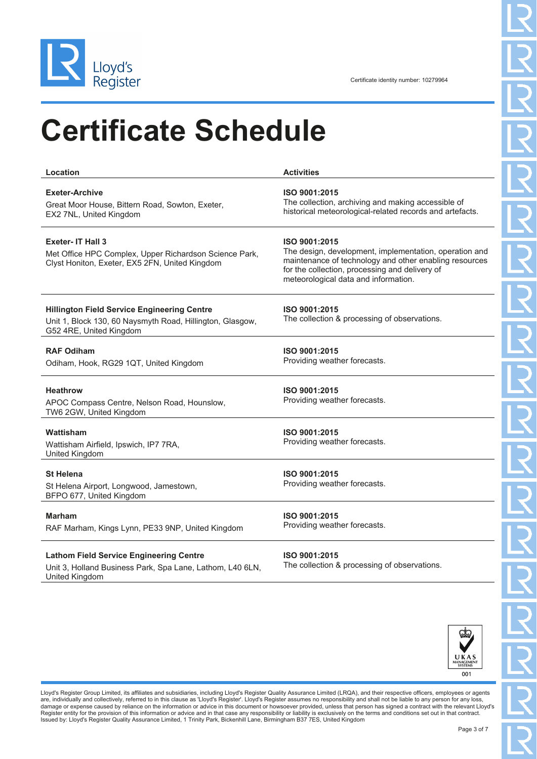Lloyd's Register

Certificate identity number: 10279964

# Certificate Schedule

| Location | Activities |
| --- | --- |
| **Exeter-Archive**<br>Great Moor House, Bittern Road, Sowton, Exeter, EX2 7NL, United Kingdom | **ISO 9001:2015**<br>The collection, archiving and making accessible of historical meteorological-related records and artefacts. |
| **Exeter- IT Hall 3**<br>Met Office HPC Complex, Upper Richardson Science Park, Clyst Honiton, Exeter, EX5 2FN, United Kingdom | **ISO 9001:2015**<br>The design, development, implementation, operation and maintenance of technology and other enabling resources for the collection, processing and delivery of meteorological data and information. |
| **Hillington Field Service Engineering Centre**<br>Unit 1, Block 130, 60 Naysmyth Road, Hillington, Glasgow, G52 4RE, United Kingdom | **ISO 9001:2015**<br>The collection & processing of observations. |
| **RAF Odiham**<br>Odiham, Hook, RG29 1QT, United Kingdom | **ISO 9001:2015**<br>Providing weather forecasts. |
| **Heathrow**<br>APOC Compass Centre, Nelson Road, Hounslow, TW6 2GW, United Kingdom | **ISO 9001:2015**<br>Providing weather forecasts. |
| **Wattisham**<br>Wattisham Airfield, Ipswich, IP7 7RA, United Kingdom | **ISO 9001:2015**<br>Providing weather forecasts. |
| **St Helena**<br>St Helena Airport, Longwood, Jamestown, BFPO 677, United Kingdom | **ISO 9001:2015**<br>Providing weather forecasts. |
| **Marham**<br>RAF Marham, Kings Lynn, PE33 9NP, United Kingdom | **ISO 9001:2015**<br>Providing weather forecasts. |
| **Lathom Field Service Engineering Centre**<br>Unit 3, Holland Business Park, Spa Lane, Lathom, L40 6LN, United Kingdom | **ISO 9001:2015**<br>The collection & processing of observations. |

UKAS MANAGEMENT SYSTEMS 001

Lloyd's Register Group Limited, its affiliates and subsidiaries, including Lloyd's Register Quality Assurance Limited (LRQA), and their respective officers, employees or agents are, individually and collectively, referred to in this clause as 'Lloyd's Register'. Lloyd's Register assumes no responsibility and shall not be liable to any person for any loss, damage or expense caused by reliance on the information or advice in this document or howsoever provided, unless that person has signed a contract with the relevant Lloyd's Register entity for the provision of this information or advice and in that case any responsibility or liability is exclusively on the terms and conditions set out in that contract.
Issued by: Lloyd's Register Quality Assurance Limited, 1 Trinity Park, Bickenhill Lane, Birmingham B37 7ES, United Kingdom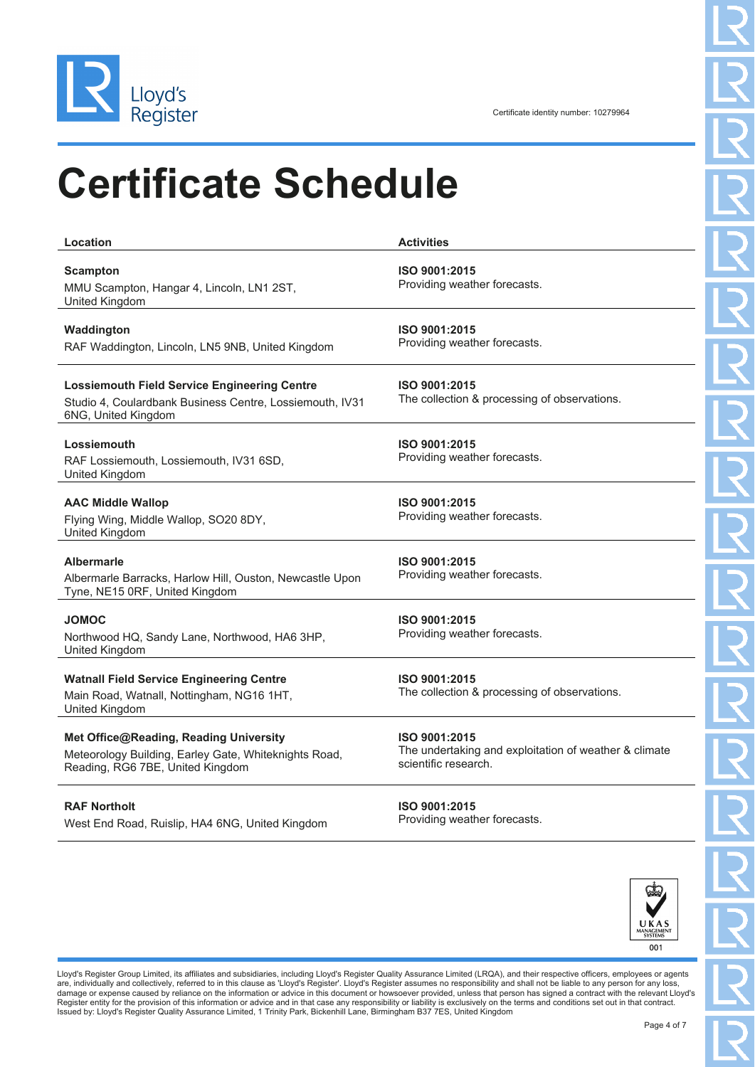Certificate identity number: 10279964

# Certificate Schedule

| Location | Activities |
| --- | --- |
| **Scampton**<br>MMU Scampton, Hangar 4, Lincoln, LN1 2ST, United Kingdom | **ISO 9001:2015**<br>Providing weather forecasts. |
| **Waddington**<br>RAF Waddington, Lincoln, LN5 9NB, United Kingdom | **ISO 9001:2015**<br>Providing weather forecasts. |
| **Lossiemouth Field Service Engineering Centre**<br>Studio 4, Coulardbank Business Centre, Lossiemouth, IV31 6NG, United Kingdom | **ISO 9001:2015**<br>The collection & processing of observations. |
| **Lossiemouth**<br>RAF Lossiemouth, Lossiemouth, IV31 6SD, United Kingdom | **ISO 9001:2015**<br>Providing weather forecasts. |
| **AAC Middle Wallop**<br>Flying Wing, Middle Wallop, SO20 8DY, United Kingdom | **ISO 9001:2015**<br>Providing weather forecasts. |
| **Albermarle**<br>Albermarle Barracks, Harlow Hill, Ouston, Newcastle Upon Tyne, NE15 0RF, United Kingdom | **ISO 9001:2015**<br>Providing weather forecasts. |
| **JOMOC**<br>Northwood HQ, Sandy Lane, Northwood, HA6 3HP, United Kingdom | **ISO 9001:2015**<br>Providing weather forecasts. |
| **Watnall Field Service Engineering Centre**<br>Main Road, Watnall, Nottingham, NG16 1HT, United Kingdom | **ISO 9001:2015**<br>The collection & processing of observations. |
| **Met Office@Reading, Reading University**<br>Meteorology Building, Earley Gate, Whiteknights Road, Reading, RG6 7BE, United Kingdom | **ISO 9001:2015**<br>The undertaking and exploitation of weather & climate scientific research. |
| **RAF Northolt**<br>West End Road, Ruislip, HA4 6NG, United Kingdom | **ISO 9001:2015**<br>Providing weather forecasts. |

UKAS MANAGEMENT SYSTEMS 001

Lloyd's Register Group Limited, its affiliates and subsidiaries, including Lloyd's Register Quality Assurance Limited (LRQA), and their respective officers, employees or agents are, individually and collectively, referred to in this clause as 'Lloyd's Register'. Lloyd's Register assumes no responsibility and shall not be liable to any person for any loss, damage or expense caused by reliance on the information or advice in this document or howsoever provided, unless that person has signed a contract with the relevant Lloyd's Register entity for the provision of this information or advice and in that case any responsibility or liability is exclusively on the terms and conditions set out in that contract.
Issued by: Lloyd's Register Quality Assurance Limited, 1 Trinity Park, Bickenhill Lane, Birmingham B37 7ES, United Kingdom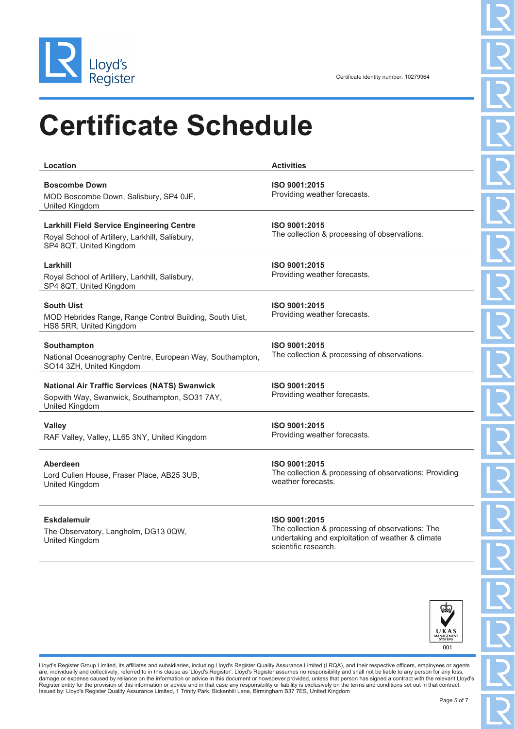Certificate identity number: 10279964

# Certificate Schedule

| Location | Activities |
| --- | --- |
| **Boscombe Down**<br>MOD Boscombe Down, Salisbury, SP4 0JF, United Kingdom | **ISO 9001:2015**<br>Providing weather forecasts. |
| **Larkhill Field Service Engineering Centre**<br>Royal School of Artillery, Larkhill, Salisbury, SP4 8QT, United Kingdom | **ISO 9001:2015**<br>The collection & processing of observations. |
| **Larkhill**<br>Royal School of Artillery, Larkhill, Salisbury, SP4 8QT, United Kingdom | **ISO 9001:2015**<br>Providing weather forecasts. |
| **South Uist**<br>MOD Hebrides Range, Range Control Building, South Uist, HS8 5RR, United Kingdom | **ISO 9001:2015**<br>Providing weather forecasts. |
| **Southampton**<br>National Oceanography Centre, European Way, Southampton, SO14 3ZH, United Kingdom | **ISO 9001:2015**<br>The collection & processing of observations. |
| **National Air Traffic Services (NATS) Swanwick**<br>Sopwith Way, Swanwick, Southampton, SO31 7AY, United Kingdom | **ISO 9001:2015**<br>Providing weather forecasts. |
| **Valley**<br>RAF Valley, Valley, LL65 3NY, United Kingdom | **ISO 9001:2015**<br>Providing weather forecasts. |
| **Aberdeen**<br>Lord Cullen House, Fraser Place, AB25 3UB, United Kingdom | **ISO 9001:2015**<br>The collection & processing of observations; Providing weather forecasts. |
| **Eskdalemuir**<br>The Observatory, Langholm, DG13 0QW, United Kingdom | **ISO 9001:2015**<br>The collection & processing of observations; The undertaking and exploitation of weather & climate scientific research. |

Lloyd's Register Group Limited, its affiliates and subsidiaries, including Lloyd's Register Quality Assurance Limited (LRQA), and their respective officers, employees or agents are, individually and collectively, referred to in this clause as 'Lloyd's Register'. Lloyd's Register assumes no responsibility and shall not be liable to any person for any loss, damage or expense caused by reliance on the information or advice in this document or howsoever provided, unless that person has signed a contract with the relevant Lloyd's Register entity for the provision of this information or advice and in that case any responsibility or liability is exclusively on the terms and conditions set out in that contract.
Issued by: Lloyd's Register Quality Assurance Limited, 1 Trinity Park, Bickenhill Lane, Birmingham B37 7ES, United Kingdom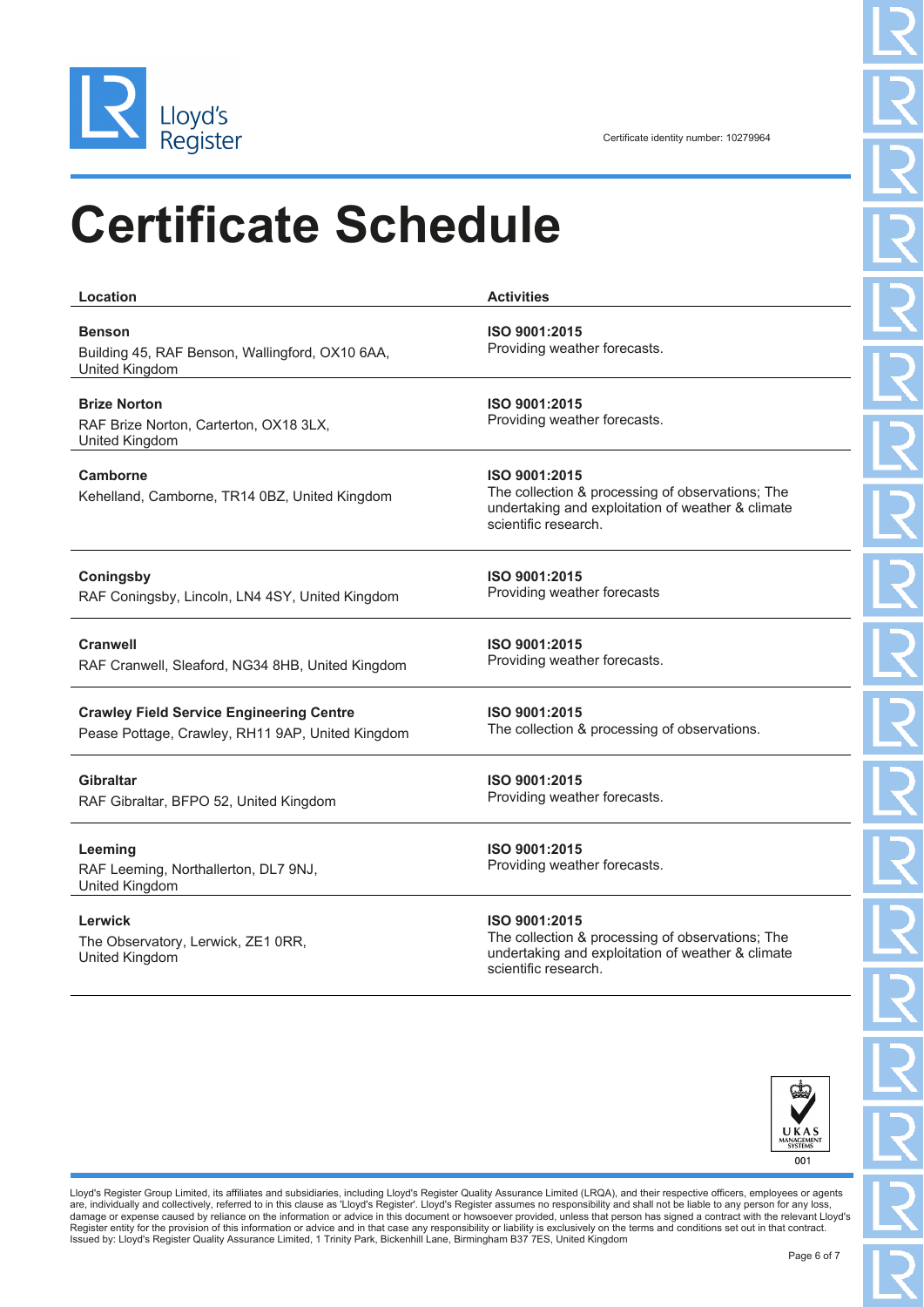Lloyd's Register

Certificate identity number: 10279964

# Certificate Schedule

| Location | Activities |
|---|---|
| **Benson**<br>Building 45, RAF Benson, Wallingford, OX10 6AA, United Kingdom | **ISO 9001:2015**<br>Providing weather forecasts. |
| **Brize Norton**<br>RAF Brize Norton, Carterton, OX18 3LX, United Kingdom | **ISO 9001:2015**<br>Providing weather forecasts. |
| **Camborne**<br>Kehelland, Camborne, TR14 0BZ, United Kingdom | **ISO 9001:2015**<br>The collection & processing of observations; The undertaking and exploitation of weather & climate scientific research. |
| **Coningsby**<br>RAF Coningsby, Lincoln, LN4 4SY, United Kingdom | **ISO 9001:2015**<br>Providing weather forecasts |
| **Cranwell**<br>RAF Cranwell, Sleaford, NG34 8HB, United Kingdom | **ISO 9001:2015**<br>Providing weather forecasts. |
| **Crawley Field Service Engineering Centre**<br>Pease Pottage, Crawley, RH11 9AP, United Kingdom | **ISO 9001:2015**<br>The collection & processing of observations. |
| **Gibraltar**<br>RAF Gibraltar, BFPO 52, United Kingdom | **ISO 9001:2015**<br>Providing weather forecasts. |
| **Leeming**<br>RAF Leeming, Northallerton, DL7 9NJ, United Kingdom | **ISO 9001:2015**<br>Providing weather forecasts. |
| **Lerwick**<br>The Observatory, Lerwick, ZE1 0RR, United Kingdom | **ISO 9001:2015**<br>The collection & processing of observations; The undertaking and exploitation of weather & climate scientific research. |

UKAS MANAGEMENT SYSTEMS 001

Lloyd's Register Group Limited, its affiliates and subsidiaries, including Lloyd's Register Quality Assurance Limited (LRQA), and their respective officers, employees or agents are, individually and collectively, referred to in this clause as 'Lloyd's Register'. Lloyd's Register assumes no responsibility and shall not be liable to any person for any loss, damage or expense caused by reliance on the information or advice in this document or howsoever provided, unless that person has signed a contract with the relevant Lloyd's Register entity for the provision of this information or advice and in that case any responsibility or liability is exclusively on the terms and conditions set out in that contract.
Issued by: Lloyd's Register Quality Assurance Limited, 1 Trinity Park, Bickenhill Lane, Birmingham B37 7ES, United Kingdom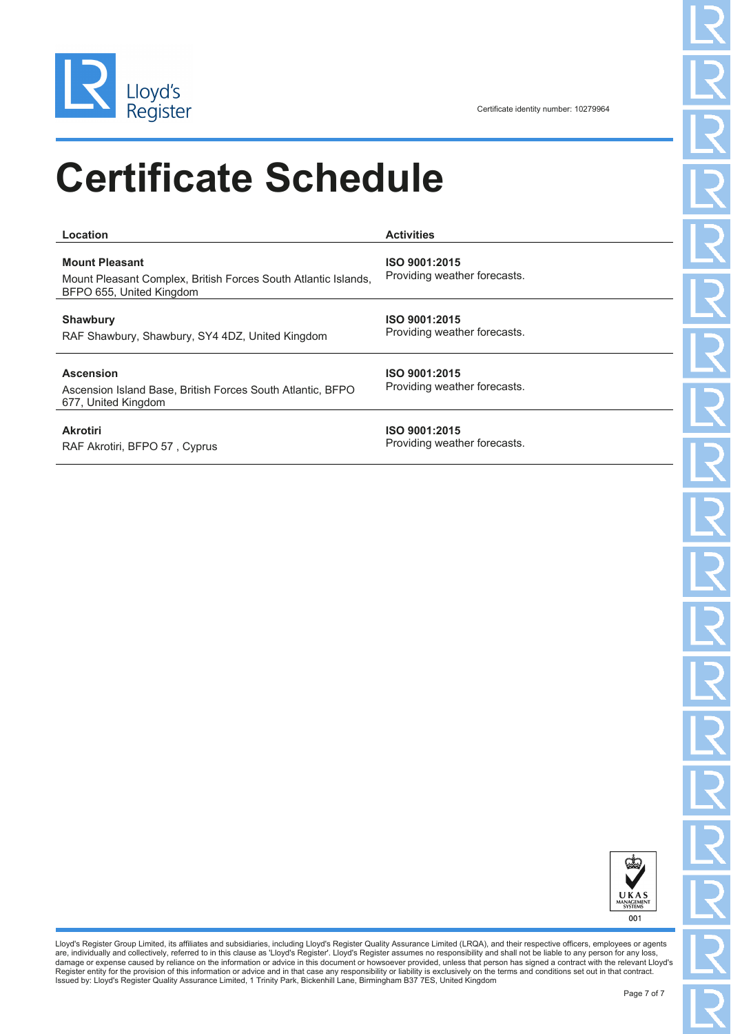Lloyd's Register

Certificate identity number: 10279964

# Certificate Schedule

| Location | Activities |
|---|---|
| **Mount Pleasant**<br>Mount Pleasant Complex, British Forces South Atlantic Islands, BFPO 655, United Kingdom | **ISO 9001:2015**<br>Providing weather forecasts. |
| **Shawbury**<br>RAF Shawbury, Shawbury, SY4 4DZ, United Kingdom | **ISO 9001:2015**<br>Providing weather forecasts. |
| **Ascension**<br>Ascension Island Base, British Forces South Atlantic, BFPO 677, United Kingdom | **ISO 9001:2015**<br>Providing weather forecasts. |
| **Akrotiri**<br>RAF Akrotiri, BFPO 57 , Cyprus | **ISO 9001:2015**<br>Providing weather forecasts. |

UKAS MANAGEMENT SYSTEMS 001

Lloyd's Register Group Limited, its affiliates and subsidiaries, including Lloyd's Register Quality Assurance Limited (LRQA), and their respective officers, employees or agents are, individually and collectively, referred to in this clause as 'Lloyd's Register'. Lloyd's Register assumes no responsibility and shall not be liable to any person for any loss, damage or expense caused by reliance on the information or advice in this document or howsoever provided, unless that person has signed a contract with the relevant Lloyd's Register entity for the provision of this information or advice and in that case any responsibility or liability is exclusively on the terms and conditions set out in that contract.
Issued by: Lloyd's Register Quality Assurance Limited, 1 Trinity Park, Bickenhill Lane, Birmingham B37 7ES, United Kingdom